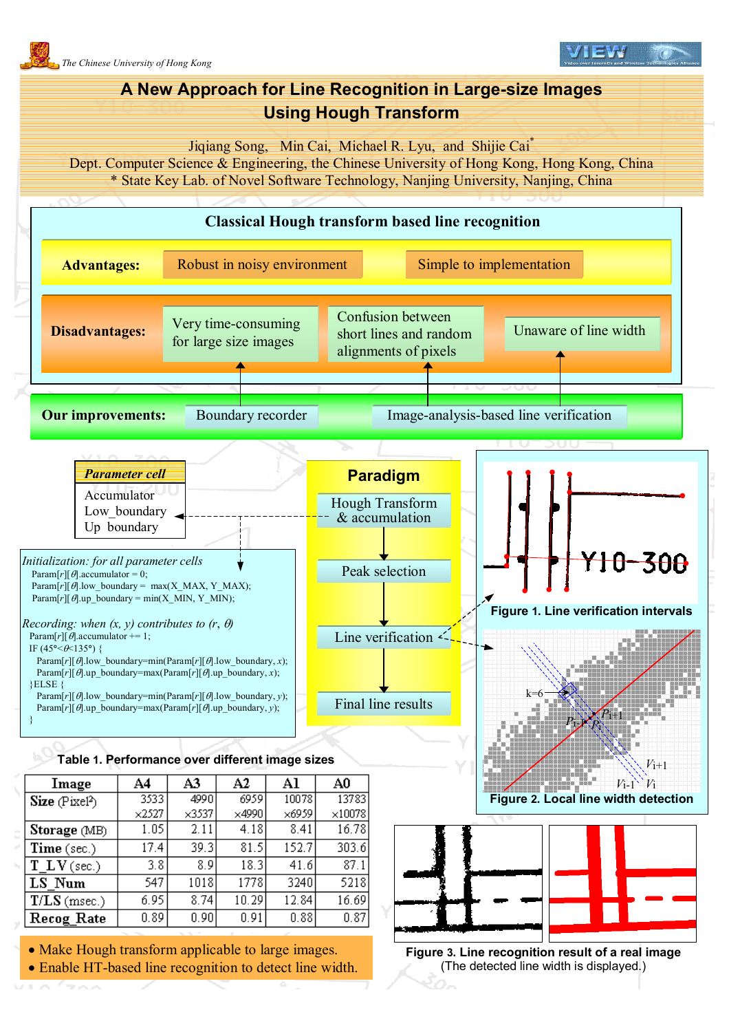The Chinese University of Hong Kong

# A New Approach for Line Recognition in Large-size Images Using Hough Transform

Jiqiang Song, Min Cai, Michael R. Lyu, and Shijie Cai*

Dept. Computer Science & Engineering, the Chinese University of Hong Kong, Hong Kong, China

* State Key Lab. of Novel Software Technology, Nanjing University, Nanjing, China

## Classical Hough transform based line recognition

**Advantages:**
- Robust in noisy environment
- Simple to implementation

**Disadvantages:**
- Very time-consuming for large size images
- Confusion between short lines and random alignments of pixels
- Unaware of line width

**Our improvements:**
- Boundary recorder
- Image-analysis-based line verification

## Parameter cell

- Accumulator
- Low_boundary
- Up_boundary

*Initialization: for all parameter cells*

```
Param[r][θ].accumulator = 0;
Param[r][θ].low_boundary = max(X_MAX, Y_MAX);
Param[r][θ].up_boundary = min(X_MIN, Y_MIN);
```

*Recording: when (x, y) contributes to (r, θ)*

```
Param[r][θ].accumulator += 1;
IF (45°<θ<135°) {
   Param[r][θ].low_boundary=min(Param[r][θ].low_boundary, x);
   Param[r][θ].up_boundary=max(Param[r][θ].up_boundary, x);
}ELSE {
   Param[r][θ].low_boundary=min(Param[r][θ].low_boundary, y);
   Param[r][θ].up_boundary=max(Param[r][θ].up_boundary, y);
}
```

## Paradigm

1. Hough Transform & accumulation
2. Peak selection
3. Line verification
4. Final line results

Figure 1. Line verification intervals

Figure 2. Local line width detection

**Table 1. Performance over different image sizes**

| Image | A4 | A3 | A2 | A1 | A0 |
|---|---|---|---|---|---|
| Size (Pixel²) | 3533 ×2527 | 4990 ×3537 | 6959 ×4990 | 10078 ×6959 | 13783 ×10078 |
| Storage (MB) | 1.05 | 2.11 | 4.18 | 8.41 | 16.78 |
| Time (sec.) | 17.4 | 39.3 | 81.5 | 152.7 | 303.6 |
| T_LV (sec.) | 3.8 | 8.9 | 18.3 | 41.6 | 87.1 |
| LS_Num | 547 | 1018 | 1778 | 3240 | 5218 |
| T/LS (msec.) | 6.95 | 8.74 | 10.29 | 12.84 | 16.69 |
| Recog_Rate | 0.89 | 0.90 | 0.91 | 0.88 | 0.87 |

- Make Hough transform applicable to large images.
- Enable HT-based line recognition to detect line width.

Figure 3. Line recognition result of a real image (The detected line width is displayed.)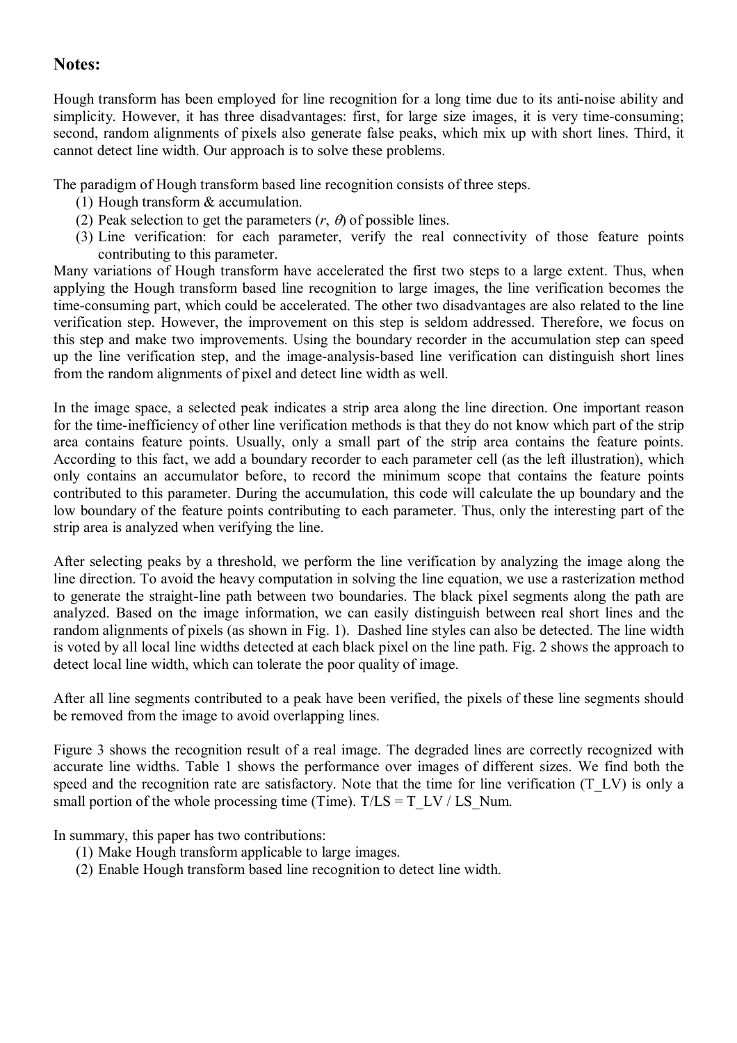## Notes:

Hough transform has been employed for line recognition for a long time due to its anti-noise ability and simplicity. However, it has three disadvantages: first, for large size images, it is very time-consuming; second, random alignments of pixels also generate false peaks, which mix up with short lines. Third, it cannot detect line width. Our approach is to solve these problems.

The paradigm of Hough transform based line recognition consists of three steps.

1. Hough transform & accumulation.
2. Peak selection to get the parameters ($r$, $\theta$) of possible lines.
3. Line verification: for each parameter, verify the real connectivity of those feature points contributing to this parameter.

Many variations of Hough transform have accelerated the first two steps to a large extent. Thus, when applying the Hough transform based line recognition to large images, the line verification becomes the time-consuming part, which could be accelerated. The other two disadvantages are also related to the line verification step. However, the improvement on this step is seldom addressed. Therefore, we focus on this step and make two improvements. Using the boundary recorder in the accumulation step can speed up the line verification step, and the image-analysis-based line verification can distinguish short lines from the random alignments of pixel and detect line width as well.

In the image space, a selected peak indicates a strip area along the line direction. One important reason for the time-inefficiency of other line verification methods is that they do not know which part of the strip area contains feature points. Usually, only a small part of the strip area contains the feature points. According to this fact, we add a boundary recorder to each parameter cell (as the left illustration), which only contains an accumulator before, to record the minimum scope that contains the feature points contributed to this parameter. During the accumulation, this code will calculate the up boundary and the low boundary of the feature points contributing to each parameter. Thus, only the interesting part of the strip area is analyzed when verifying the line.

After selecting peaks by a threshold, we perform the line verification by analyzing the image along the line direction. To avoid the heavy computation in solving the line equation, we use a rasterization method to generate the straight-line path between two boundaries. The black pixel segments along the path are analyzed. Based on the image information, we can easily distinguish between real short lines and the random alignments of pixels (as shown in Fig. 1). Dashed line styles can also be detected. The line width is voted by all local line widths detected at each black pixel on the line path. Fig. 2 shows the approach to detect local line width, which can tolerate the poor quality of image.

After all line segments contributed to a peak have been verified, the pixels of these line segments should be removed from the image to avoid overlapping lines.

Figure 3 shows the recognition result of a real image. The degraded lines are correctly recognized with accurate line widths. Table 1 shows the performance over images of different sizes. We find both the speed and the recognition rate are satisfactory. Note that the time for line verification (T_LV) is only a small portion of the whole processing time (Time). T/LS = T_LV / LS_Num.

In summary, this paper has two contributions:

1. Make Hough transform applicable to large images.
2. Enable Hough transform based line recognition to detect line width.